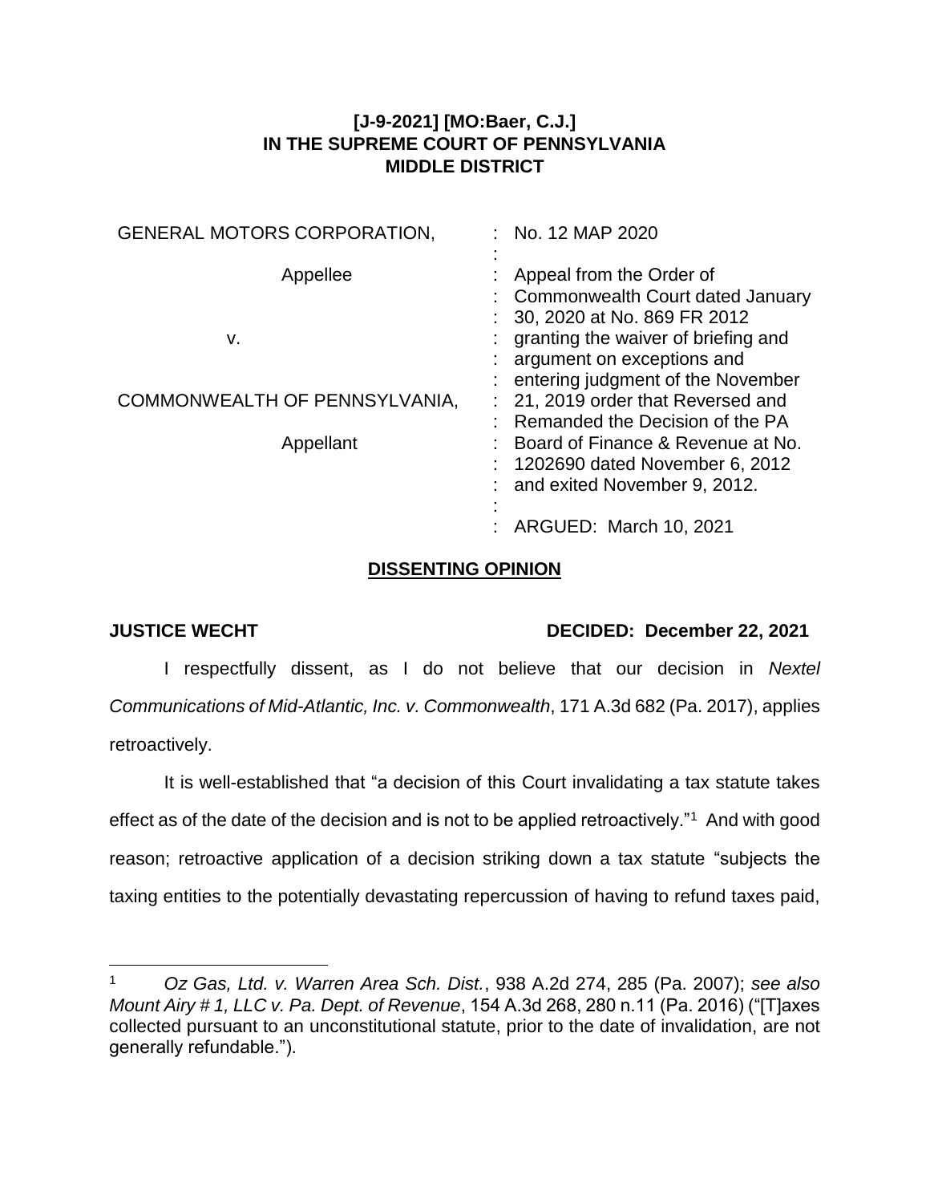**[J-9-2021] [MO:Baer, C.J.]**
**IN THE SUPREME COURT OF PENNSYLVANIA**
**MIDDLE DISTRICT**

| | |
|---|---|
| GENERAL MOTORS CORPORATION, | : No. 12 MAP 2020 |
| Appellee | : Appeal from the Order of Commonwealth Court dated January 30, 2020 at No. 869 FR 2012 granting the waiver of briefing and argument on exceptions and entering judgment of the November 21, 2019 order that Reversed and Remanded the Decision of the PA Board of Finance & Revenue at No. 1202690 dated November 6, 2012 and exited November 9, 2012. |
| v. | |
| COMMONWEALTH OF PENNSYLVANIA, | |
| Appellant | : ARGUED: March 10, 2021 |

## DISSENTING OPINION

**JUSTICE WECHT** **DECIDED: December 22, 2021**

I respectfully dissent, as I do not believe that our decision in *Nextel Communications of Mid-Atlantic, Inc. v. Commonwealth*, 171 A.3d 682 (Pa. 2017), applies retroactively.

It is well-established that "a decision of this Court invalidating a tax statute takes effect as of the date of the decision and is not to be applied retroactively."[1] And with good reason; retroactive application of a decision striking down a tax statute "subjects the taxing entities to the potentially devastating repercussion of having to refund taxes paid,

---

[1] *Oz Gas, Ltd. v. Warren Area Sch. Dist.*, 938 A.2d 274, 285 (Pa. 2007); *see also Mount Airy # 1, LLC v. Pa. Dept. of Revenue*, 154 A.3d 268, 280 n.11 (Pa. 2016) ("[T]axes collected pursuant to an unconstitutional statute, prior to the date of invalidation, are not generally refundable.").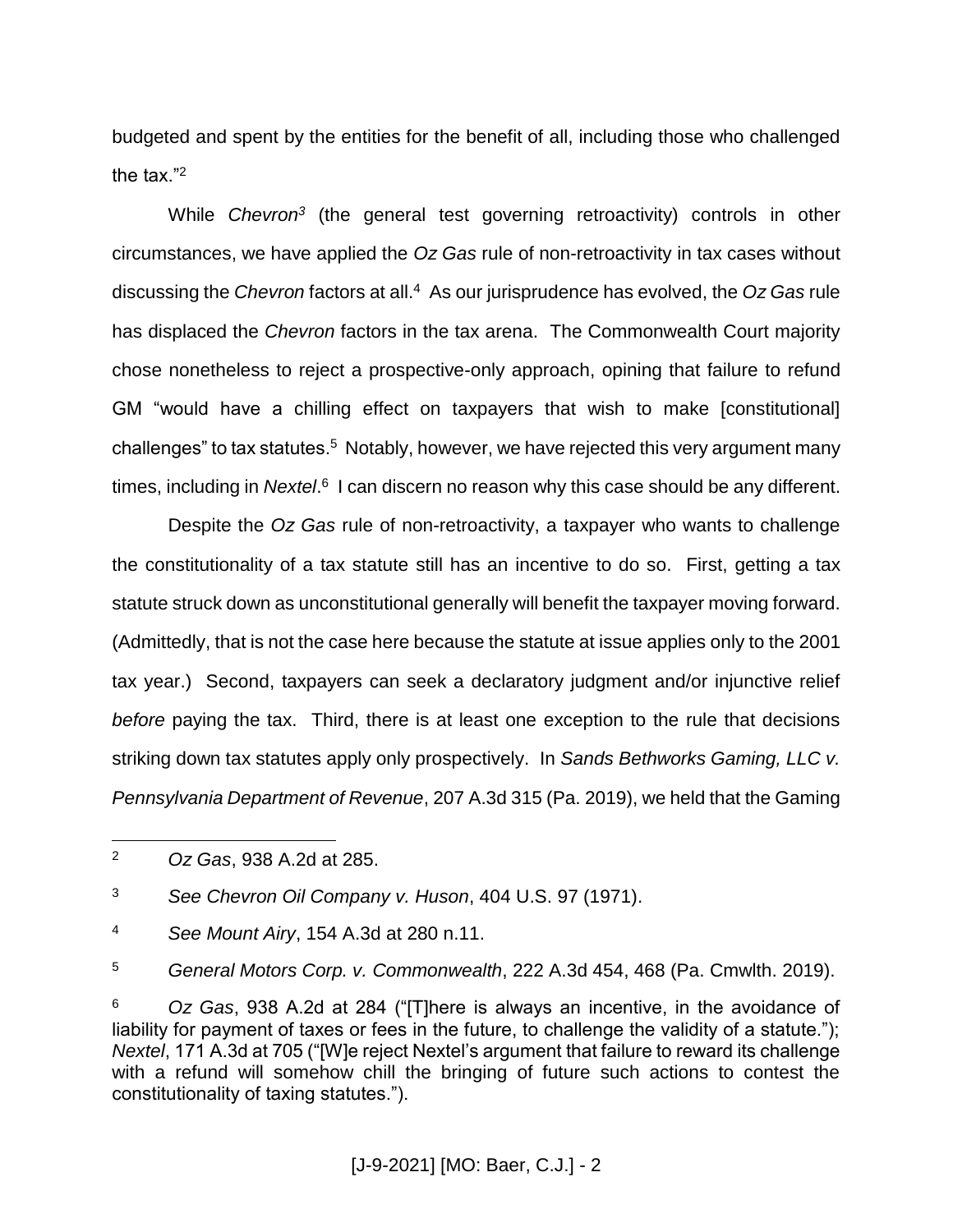budgeted and spent by the entities for the benefit of all, including those who challenged the tax."[2]

While *Chevron*[3] (the general test governing retroactivity) controls in other circumstances, we have applied the *Oz Gas* rule of non-retroactivity in tax cases without discussing the *Chevron* factors at all.[4] As our jurisprudence has evolved, the *Oz Gas* rule has displaced the *Chevron* factors in the tax arena. The Commonwealth Court majority chose nonetheless to reject a prospective-only approach, opining that failure to refund GM "would have a chilling effect on taxpayers that wish to make [constitutional] challenges" to tax statutes.[5] Notably, however, we have rejected this very argument many times, including in *Nextel*.[6] I can discern no reason why this case should be any different.

Despite the *Oz Gas* rule of non-retroactivity, a taxpayer who wants to challenge the constitutionality of a tax statute still has an incentive to do so. First, getting a tax statute struck down as unconstitutional generally will benefit the taxpayer moving forward. (Admittedly, that is not the case here because the statute at issue applies only to the 2001 tax year.) Second, taxpayers can seek a declaratory judgment and/or injunctive relief *before* paying the tax. Third, there is at least one exception to the rule that decisions striking down tax statutes apply only prospectively. In *Sands Bethworks Gaming, LLC v. Pennsylvania Department of Revenue*, 207 A.3d 315 (Pa. 2019), we held that the Gaming

---

[2] *Oz Gas*, 938 A.2d at 285.

[3] *See Chevron Oil Company v. Huson*, 404 U.S. 97 (1971).

[4] *See Mount Airy*, 154 A.3d at 280 n.11.

[5] *General Motors Corp. v. Commonwealth*, 222 A.3d 454, 468 (Pa. Cmwlth. 2019).

[6] *Oz Gas*, 938 A.2d at 284 ("[T]here is always an incentive, in the avoidance of liability for payment of taxes or fees in the future, to challenge the validity of a statute."); *Nextel*, 171 A.3d at 705 ("[W]e reject Nextel's argument that failure to reward its challenge with a refund will somehow chill the bringing of future such actions to contest the constitutionality of taxing statutes.").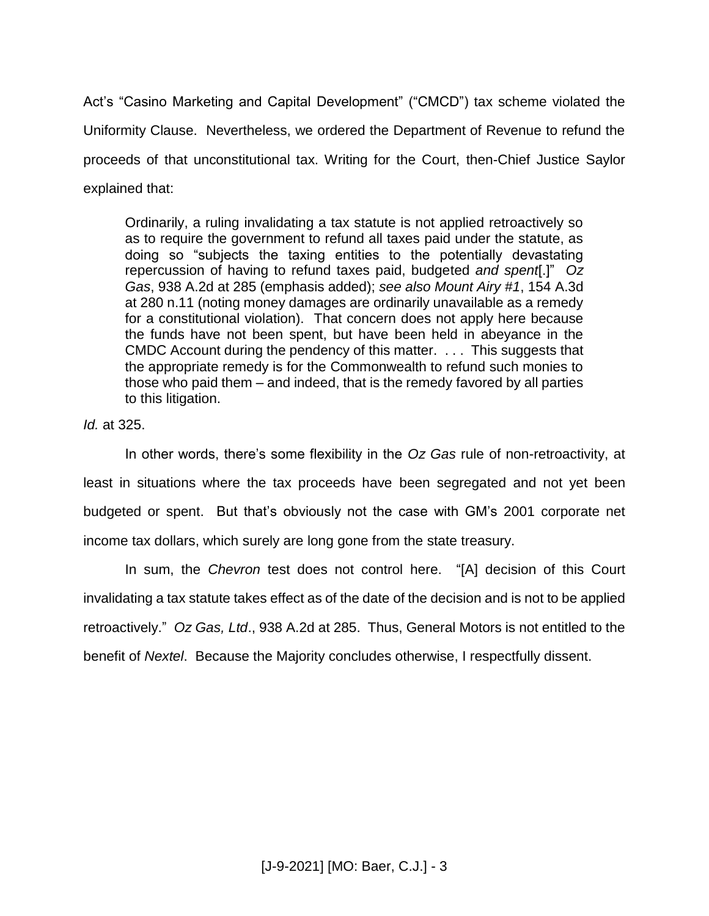Act's "Casino Marketing and Capital Development" ("CMCD") tax scheme violated the Uniformity Clause. Nevertheless, we ordered the Department of Revenue to refund the proceeds of that unconstitutional tax. Writing for the Court, then-Chief Justice Saylor explained that:

> Ordinarily, a ruling invalidating a tax statute is not applied retroactively so as to require the government to refund all taxes paid under the statute, as doing so "subjects the taxing entities to the potentially devastating repercussion of having to refund taxes paid, budgeted *and spent*[.]" *Oz Gas*, 938 A.2d at 285 (emphasis added); *see also Mount Airy #1*, 154 A.3d at 280 n.11 (noting money damages are ordinarily unavailable as a remedy for a constitutional violation). That concern does not apply here because the funds have not been spent, but have been held in abeyance in the CMDC Account during the pendency of this matter. . . . This suggests that the appropriate remedy is for the Commonwealth to refund such monies to those who paid them – and indeed, that is the remedy favored by all parties to this litigation.

*Id.* at 325.

In other words, there's some flexibility in the *Oz Gas* rule of non-retroactivity, at least in situations where the tax proceeds have been segregated and not yet been budgeted or spent. But that's obviously not the case with GM's 2001 corporate net income tax dollars, which surely are long gone from the state treasury.

In sum, the *Chevron* test does not control here. "[A] decision of this Court invalidating a tax statute takes effect as of the date of the decision and is not to be applied retroactively." *Oz Gas, Ltd*., 938 A.2d at 285. Thus, General Motors is not entitled to the benefit of *Nextel*. Because the Majority concludes otherwise, I respectfully dissent.